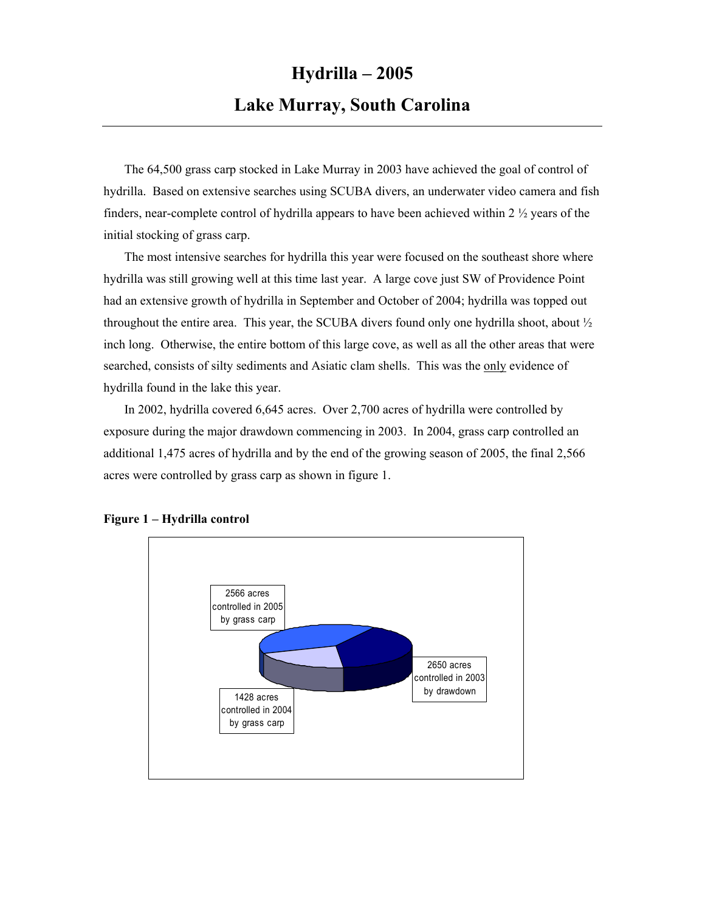# Hydrilla – 2005

# Lake Murray, South Carolina

The 64,500 grass carp stocked in Lake Murray in 2003 have achieved the goal of control of hydrilla. Based on extensive searches using SCUBA divers, an underwater video camera and fish finders, near-complete control of hydrilla appears to have been achieved within 2 ½ years of the initial stocking of grass carp.

The most intensive searches for hydrilla this year were focused on the southeast shore where hydrilla was still growing well at this time last year. A large cove just SW of Providence Point had an extensive growth of hydrilla in September and October of 2004; hydrilla was topped out throughout the entire area. This year, the SCUBA divers found only one hydrilla shoot, about ½ inch long. Otherwise, the entire bottom of this large cove, as well as all the other areas that were searched, consists of silty sediments and Asiatic clam shells. This was the only evidence of hydrilla found in the lake this year.

In 2002, hydrilla covered 6,645 acres. Over 2,700 acres of hydrilla were controlled by exposure during the major drawdown commencing in 2003. In 2004, grass carp controlled an additional 1,475 acres of hydrilla and by the end of the growing season of 2005, the final 2,566 acres were controlled by grass carp as shown in figure 1.

**Figure 1 – Hydrilla control**

2566 acres controlled in 2005 by grass carp

2650 acres controlled in 2003 by drawdown

1428 acres controlled in 2004 by grass carp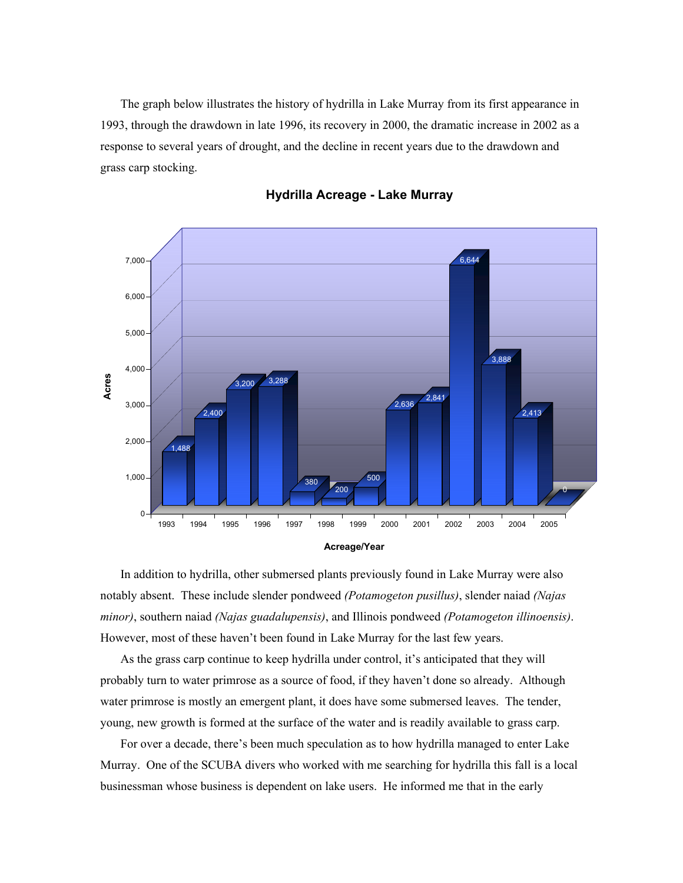The graph below illustrates the history of hydrilla in Lake Murray from its first appearance in 1993, through the drawdown in late 1996, its recovery in 2000, the dramatic increase in 2002 as a response to several years of drought, and the decline in recent years due to the drawdown and grass carp stocking.

**Hydrilla Acreage - Lake Murray**

| Year | Acres |
| --- | --- |
| 1993 | 1,488 |
| 1994 | 2,400 |
| 1995 | 3,200 |
| 1996 | 3,288 |
| 1997 | 380 |
| 1998 | 200 |
| 1999 | 500 |
| 2000 | 2,636 |
| 2001 | 2,841 |
| 2002 | 6,644 |
| 2003 | 3,888 |
| 2004 | 2,413 |
| 2005 | 0 |

Acreage/Year

In addition to hydrilla, other submersed plants previously found in Lake Murray were also notably absent. These include slender pondweed *(Potamogeton pusillus)*, slender naiad *(Najas minor)*, southern naiad *(Najas guadalupensis)*, and Illinois pondweed *(Potamogeton illinoensis)*. However, most of these haven't been found in Lake Murray for the last few years.

As the grass carp continue to keep hydrilla under control, it's anticipated that they will probably turn to water primrose as a source of food, if they haven't done so already. Although water primrose is mostly an emergent plant, it does have some submersed leaves. The tender, young, new growth is formed at the surface of the water and is readily available to grass carp.

For over a decade, there's been much speculation as to how hydrilla managed to enter Lake Murray. One of the SCUBA divers who worked with me searching for hydrilla this fall is a local businessman whose business is dependent on lake users. He informed me that in the early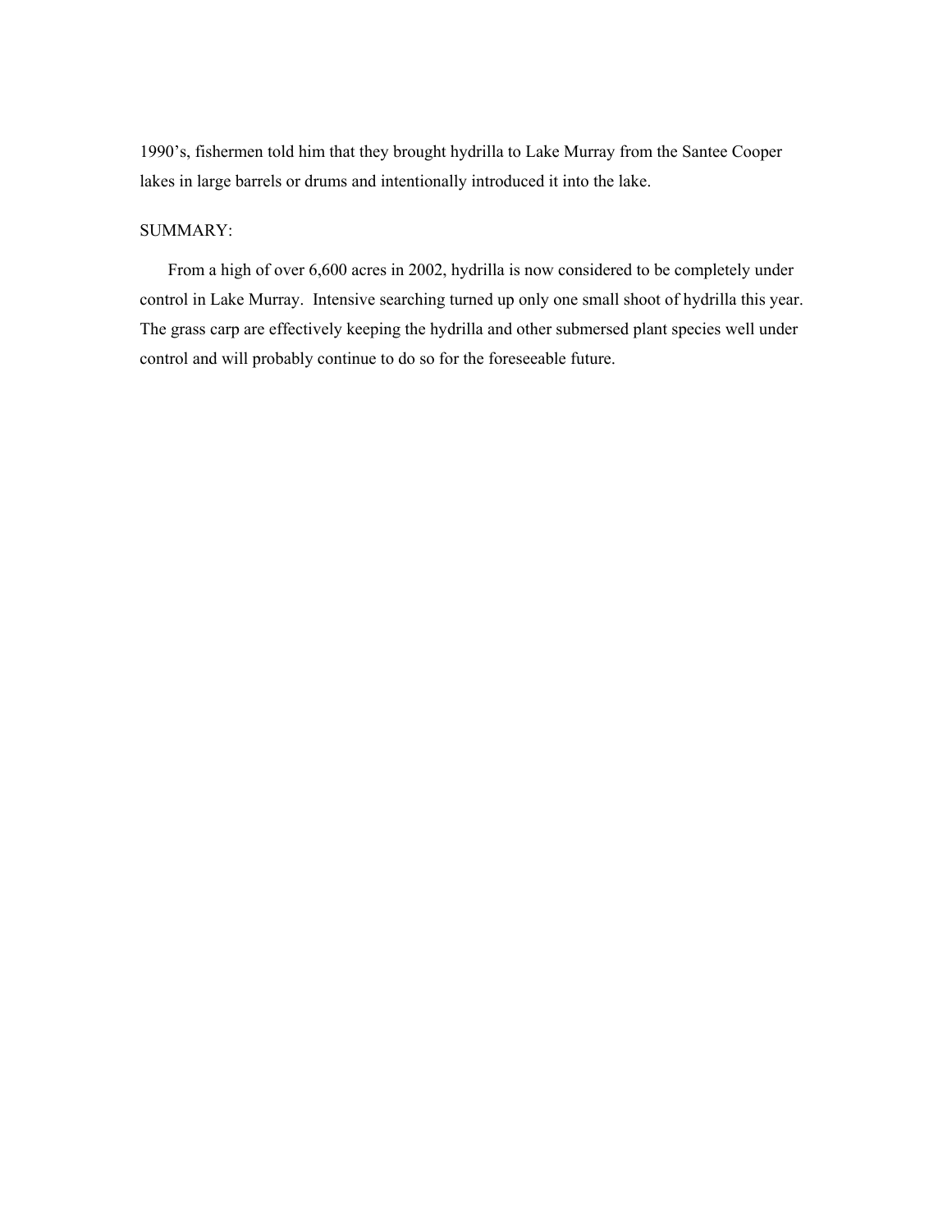1990's, fishermen told him that they brought hydrilla to Lake Murray from the Santee Cooper lakes in large barrels or drums and intentionally introduced it into the lake.

SUMMARY:

From a high of over 6,600 acres in 2002, hydrilla is now considered to be completely under control in Lake Murray. Intensive searching turned up only one small shoot of hydrilla this year. The grass carp are effectively keeping the hydrilla and other submersed plant species well under control and will probably continue to do so for the foreseeable future.